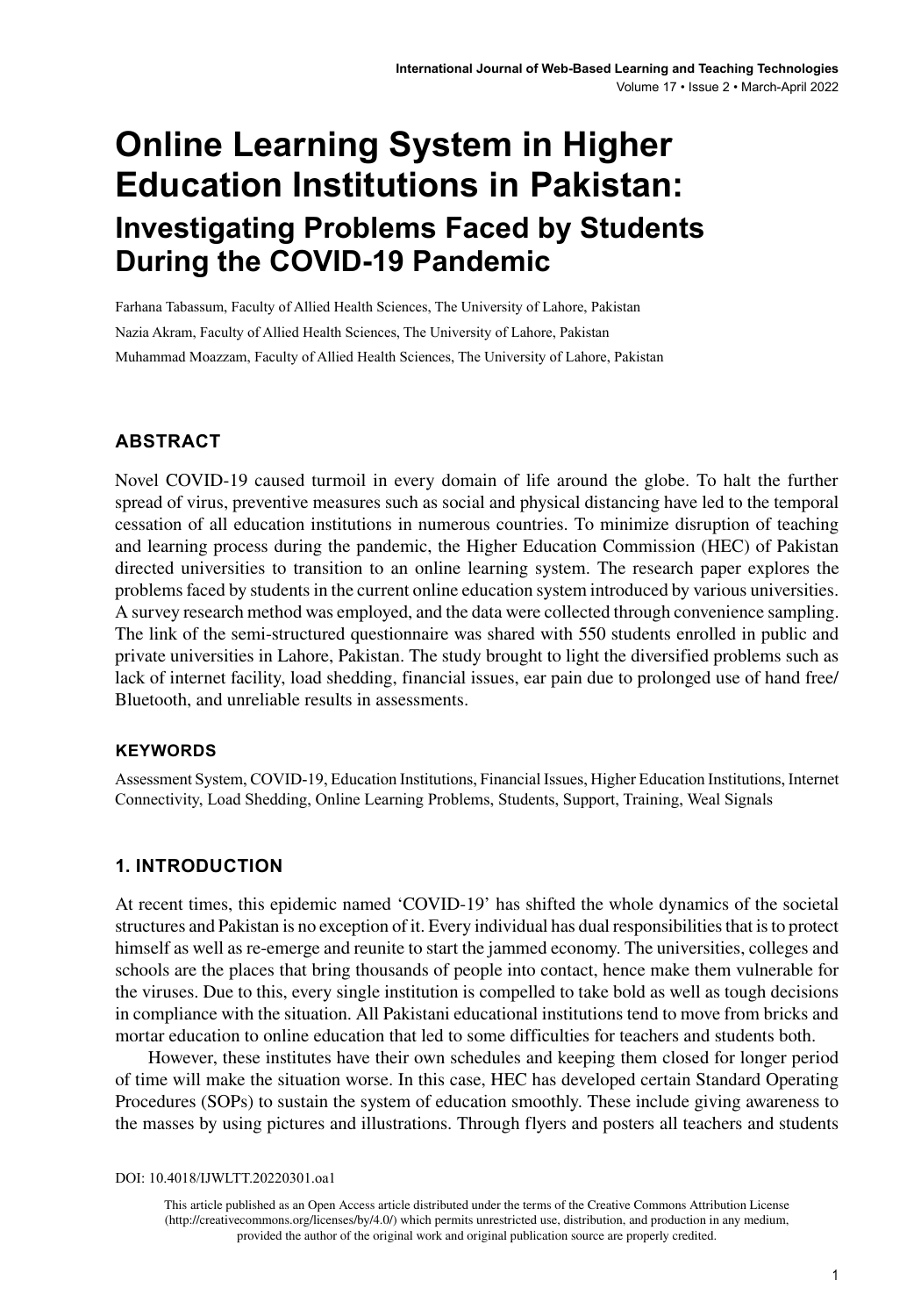# Online Learning System in Higher Education Institutions in Pakistan:

## Investigating Problems Faced by Students During the COVID-19 Pandemic

Farhana Tabassum, Faculty of Allied Health Sciences, The University of Lahore, Pakistan

Nazia Akram, Faculty of Allied Health Sciences, The University of Lahore, Pakistan

Muhammad Moazzam, Faculty of Allied Health Sciences, The University of Lahore, Pakistan

## ABSTRACT

Novel COVID-19 caused turmoil in every domain of life around the globe. To halt the further spread of virus, preventive measures such as social and physical distancing have led to the temporal cessation of all education institutions in numerous countries. To minimize disruption of teaching and learning process during the pandemic, the Higher Education Commission (HEC) of Pakistan directed universities to transition to an online learning system. The research paper explores the problems faced by students in the current online education system introduced by various universities. A survey research method was employed, and the data were collected through convenience sampling. The link of the semi-structured questionnaire was shared with 550 students enrolled in public and private universities in Lahore, Pakistan. The study brought to light the diversified problems such as lack of internet facility, load shedding, financial issues, ear pain due to prolonged use of hand free/ Bluetooth, and unreliable results in assessments.

### KEYWORDS

Assessment System, COVID-19, Education Institutions, Financial Issues, Higher Education Institutions, Internet Connectivity, Load Shedding, Online Learning Problems, Students, Support, Training, Weal Signals

## 1. INTRODUCTION

At recent times, this epidemic named 'COVID-19' has shifted the whole dynamics of the societal structures and Pakistan is no exception of it. Every individual has dual responsibilities that is to protect himself as well as re-emerge and reunite to start the jammed economy. The universities, colleges and schools are the places that bring thousands of people into contact, hence make them vulnerable for the viruses. Due to this, every single institution is compelled to take bold as well as tough decisions in compliance with the situation. All Pakistani educational institutions tend to move from bricks and mortar education to online education that led to some difficulties for teachers and students both.

However, these institutes have their own schedules and keeping them closed for longer period of time will make the situation worse. In this case, HEC has developed certain Standard Operating Procedures (SOPs) to sustain the system of education smoothly. These include giving awareness to the masses by using pictures and illustrations. Through flyers and posters all teachers and students

DOI: 10.4018/IJWLTT.20220301.oa1

This article published as an Open Access article distributed under the terms of the Creative Commons Attribution License (http://creativecommons.org/licenses/by/4.0/) which permits unrestricted use, distribution, and production in any medium, provided the author of the original work and original publication source are properly credited.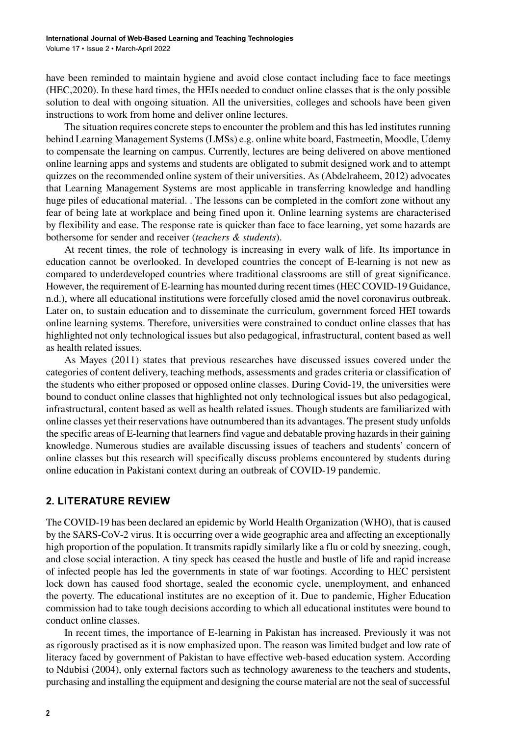have been reminded to maintain hygiene and avoid close contact including face to face meetings (HEC,2020). In these hard times, the HEIs needed to conduct online classes that is the only possible solution to deal with ongoing situation. All the universities, colleges and schools have been given instructions to work from home and deliver online lectures.

The situation requires concrete steps to encounter the problem and this has led institutes running behind Learning Management Systems (LMSs) e.g. online white board, Fastmeetin, Moodle, Udemy to compensate the learning on campus. Currently, lectures are being delivered on above mentioned online learning apps and systems and students are obligated to submit designed work and to attempt quizzes on the recommended online system of their universities. As (Abdelraheem, 2012) advocates that Learning Management Systems are most applicable in transferring knowledge and handling huge piles of educational material. . The lessons can be completed in the comfort zone without any fear of being late at workplace and being fined upon it. Online learning systems are characterised by flexibility and ease. The response rate is quicker than face to face learning, yet some hazards are bothersome for sender and receiver (*teachers & students*).

At recent times, the role of technology is increasing in every walk of life. Its importance in education cannot be overlooked. In developed countries the concept of E-learning is not new as compared to underdeveloped countries where traditional classrooms are still of great significance. However, the requirement of E-learning has mounted during recent times (HEC COVID-19 Guidance, n.d.), where all educational institutions were forcefully closed amid the novel coronavirus outbreak. Later on, to sustain education and to disseminate the curriculum, government forced HEI towards online learning systems. Therefore, universities were constrained to conduct online classes that has highlighted not only technological issues but also pedagogical, infrastructural, content based as well as health related issues.

As Mayes (2011) states that previous researches have discussed issues covered under the categories of content delivery, teaching methods, assessments and grades criteria or classification of the students who either proposed or opposed online classes. During Covid-19, the universities were bound to conduct online classes that highlighted not only technological issues but also pedagogical, infrastructural, content based as well as health related issues. Though students are familiarized with online classes yet their reservations have outnumbered than its advantages. The present study unfolds the specific areas of E-learning that learners find vague and debatable proving hazards in their gaining knowledge. Numerous studies are available discussing issues of teachers and students' concern of online classes but this research will specifically discuss problems encountered by students during online education in Pakistani context during an outbreak of COVID-19 pandemic.

## 2. LITERATURE REVIEW

The COVID-19 has been declared an epidemic by World Health Organization (WHO), that is caused by the SARS-CoV-2 virus. It is occurring over a wide geographic area and affecting an exceptionally high proportion of the population. It transmits rapidly similarly like a flu or cold by sneezing, cough, and close social interaction. A tiny speck has ceased the hustle and bustle of life and rapid increase of infected people has led the governments in state of war footings. According to HEC persistent lock down has caused food shortage, sealed the economic cycle, unemployment, and enhanced the poverty. The educational institutes are no exception of it. Due to pandemic, Higher Education commission had to take tough decisions according to which all educational institutes were bound to conduct online classes.

In recent times, the importance of E-learning in Pakistan has increased. Previously it was not as rigorously practised as it is now emphasized upon. The reason was limited budget and low rate of literacy faced by government of Pakistan to have effective web-based education system. According to Ndubisi (2004), only external factors such as technology awareness to the teachers and students, purchasing and installing the equipment and designing the course material are not the seal of successful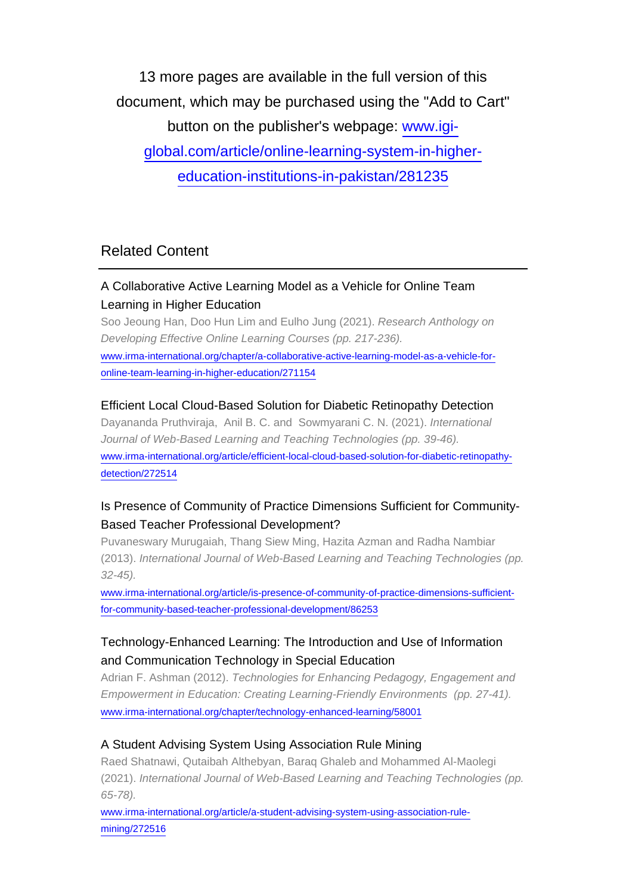13 more pages are available in the full version of this document, which may be purchased using the "Add to Cart" button on the publisher's webpage: [www.igi-global.com/article/online-learning-system-in-higher-education-institutions-in-pakistan/281235](www.igi-global.com/article/online-learning-system-in-higher-education-institutions-in-pakistan/281235)

## Related Content

### A Collaborative Active Learning Model as a Vehicle for Online Team Learning in Higher Education

Soo Jeoung Han, Doo Hun Lim and Eulho Jung (2021). *Research Anthology on Developing Effective Online Learning Courses (pp. 217-236).*

[www.irma-international.org/chapter/a-collaborative-active-learning-model-as-a-vehicle-for-online-team-learning-in-higher-education/271154](www.irma-international.org/chapter/a-collaborative-active-learning-model-as-a-vehicle-for-online-team-learning-in-higher-education/271154)

### Efficient Local Cloud-Based Solution for Diabetic Retinopathy Detection

Dayananda Pruthviraja, Anil B. C. and Sowmyarani C. N. (2021). *International Journal of Web-Based Learning and Teaching Technologies (pp. 39-46).*

[www.irma-international.org/article/efficient-local-cloud-based-solution-for-diabetic-retinopathy-detection/272514](www.irma-international.org/article/efficient-local-cloud-based-solution-for-diabetic-retinopathy-detection/272514)

### Is Presence of Community of Practice Dimensions Sufficient for Community-Based Teacher Professional Development?

Puvaneswary Murugaiah, Thang Siew Ming, Hazita Azman and Radha Nambiar (2013). *International Journal of Web-Based Learning and Teaching Technologies (pp. 32-45).*

[www.irma-international.org/article/is-presence-of-community-of-practice-dimensions-sufficient-for-community-based-teacher-professional-development/86253](www.irma-international.org/article/is-presence-of-community-of-practice-dimensions-sufficient-for-community-based-teacher-professional-development/86253)

### Technology-Enhanced Learning: The Introduction and Use of Information and Communication Technology in Special Education

Adrian F. Ashman (2012). *Technologies for Enhancing Pedagogy, Engagement and Empowerment in Education: Creating Learning-Friendly Environments (pp. 27-41).*

[www.irma-international.org/chapter/technology-enhanced-learning/58001](www.irma-international.org/chapter/technology-enhanced-learning/58001)

### A Student Advising System Using Association Rule Mining

Raed Shatnawi, Qutaibah Althebyan, Baraq Ghaleb and Mohammed Al-Maolegi (2021). *International Journal of Web-Based Learning and Teaching Technologies (pp. 65-78).*

[www.irma-international.org/article/a-student-advising-system-using-association-rule-mining/272516](www.irma-international.org/article/a-student-advising-system-using-association-rule-mining/272516)